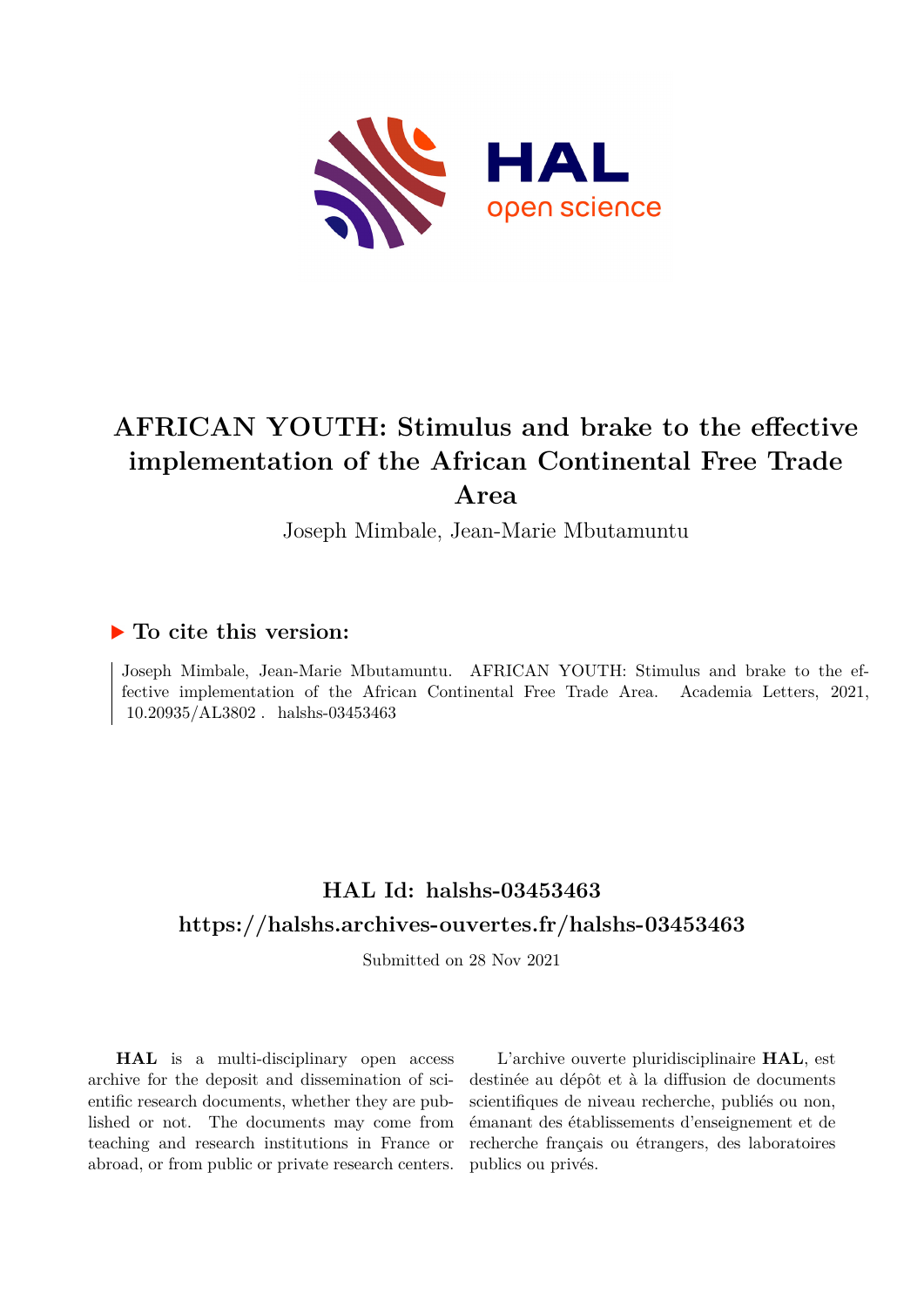# AFRICAN YOUTH: Stimulus and brake to the effective implementation of the African Continental Free Trade Area

Joseph Mimbale, Jean-Marie Mbutamuntu

## ▶ To cite this version:

Joseph Mimbale, Jean-Marie Mbutamuntu. AFRICAN YOUTH: Stimulus and brake to the effective implementation of the African Continental Free Trade Area. Academia Letters, 2021, 10.20935/AL3802 . halshs-03453463

## HAL Id: halshs-03453463

## https://halshs.archives-ouvertes.fr/halshs-03453463

Submitted on 28 Nov 2021

**HAL** is a multi-disciplinary open access archive for the deposit and dissemination of scientific research documents, whether they are published or not. The documents may come from teaching and research institutions in France or abroad, or from public or private research centers.

L'archive ouverte pluridisciplinaire **HAL**, est destinée au dépôt et à la diffusion de documents scientifiques de niveau recherche, publiés ou non, émanant des établissements d'enseignement et de recherche français ou étrangers, des laboratoires publics ou privés.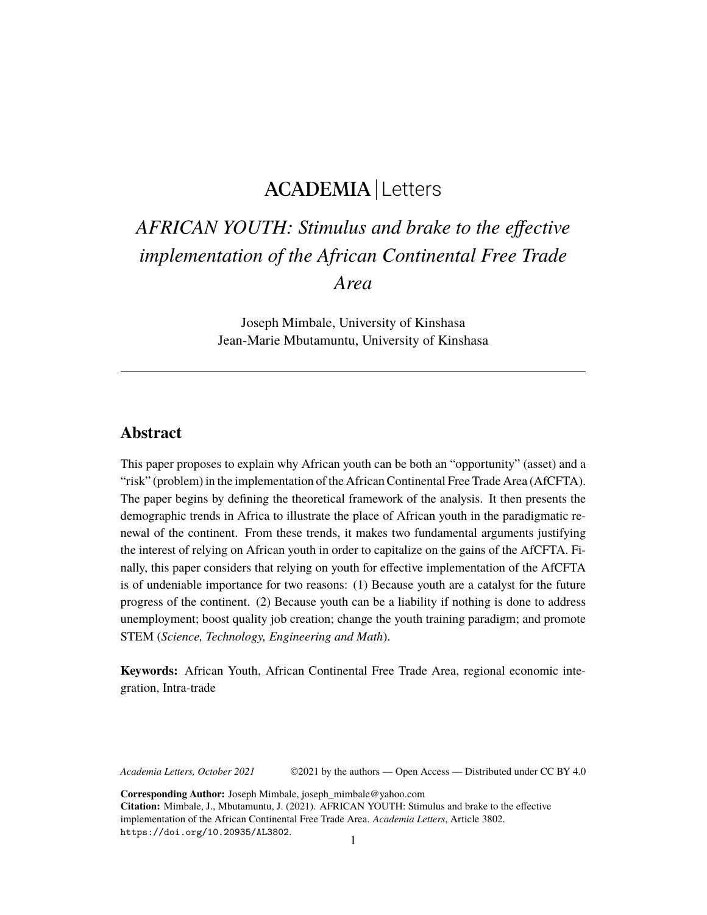ACADEMIA | Letters

# *AFRICAN YOUTH: Stimulus and brake to the effective implementation of the African Continental Free Trade Area*

Joseph Mimbale, University of Kinshasa
Jean-Marie Mbutamuntu, University of Kinshasa

---

## Abstract

This paper proposes to explain why African youth can be both an "opportunity" (asset) and a "risk" (problem) in the implementation of the African Continental Free Trade Area (AfCFTA). The paper begins by defining the theoretical framework of the analysis. It then presents the demographic trends in Africa to illustrate the place of African youth in the paradigmatic renewal of the continent. From these trends, it makes two fundamental arguments justifying the interest of relying on African youth in order to capitalize on the gains of the AfCFTA. Finally, this paper considers that relying on youth for effective implementation of the AfCFTA is of undeniable importance for two reasons: (1) Because youth are a catalyst for the future progress of the continent. (2) Because youth can be a liability if nothing is done to address unemployment; boost quality job creation; change the youth training paradigm; and promote STEM (*Science, Technology, Engineering and Math*).

**Keywords:** African Youth, African Continental Free Trade Area, regional economic integration, Intra-trade

*Academia Letters, October 2021* ©2021 by the authors — Open Access — Distributed under CC BY 4.0

**Corresponding Author:** Joseph Mimbale, joseph_mimbale@yahoo.com
**Citation:** Mimbale, J., Mbutamuntu, J. (2021). AFRICAN YOUTH: Stimulus and brake to the effective implementation of the African Continental Free Trade Area. *Academia Letters*, Article 3802. https://doi.org/10.20935/AL3802.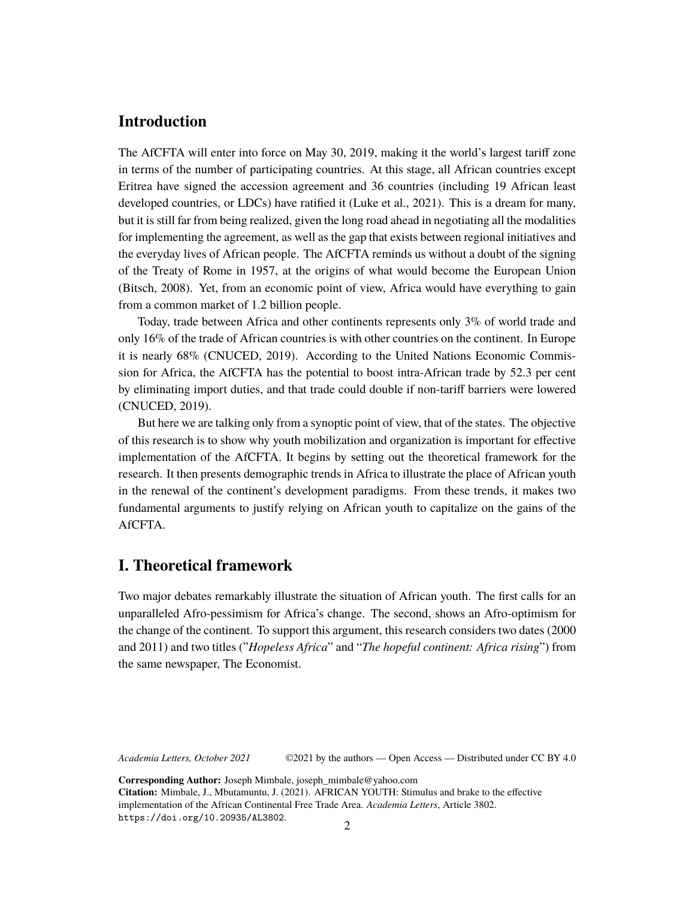## Introduction

The AfCFTA will enter into force on May 30, 2019, making it the world's largest tariff zone in terms of the number of participating countries. At this stage, all African countries except Eritrea have signed the accession agreement and 36 countries (including 19 African least developed countries, or LDCs) have ratified it (Luke et al., 2021). This is a dream for many, but it is still far from being realized, given the long road ahead in negotiating all the modalities for implementing the agreement, as well as the gap that exists between regional initiatives and the everyday lives of African people. The AfCFTA reminds us without a doubt of the signing of the Treaty of Rome in 1957, at the origins of what would become the European Union (Bitsch, 2008). Yet, from an economic point of view, Africa would have everything to gain from a common market of 1.2 billion people.

Today, trade between Africa and other continents represents only 3% of world trade and only 16% of the trade of African countries is with other countries on the continent. In Europe it is nearly 68% (CNUCED, 2019). According to the United Nations Economic Commission for Africa, the AfCFTA has the potential to boost intra-African trade by 52.3 per cent by eliminating import duties, and that trade could double if non-tariff barriers were lowered (CNUCED, 2019).

But here we are talking only from a synoptic point of view, that of the states. The objective of this research is to show why youth mobilization and organization is important for effective implementation of the AfCFTA. It begins by setting out the theoretical framework for the research. It then presents demographic trends in Africa to illustrate the place of African youth in the renewal of the continent's development paradigms. From these trends, it makes two fundamental arguments to justify relying on African youth to capitalize on the gains of the AfCFTA.

## I. Theoretical framework

Two major debates remarkably illustrate the situation of African youth. The first calls for an unparalleled Afro-pessimism for Africa's change. The second, shows an Afro-optimism for the change of the continent. To support this argument, this research considers two dates (2000 and 2011) and two titles ("*Hopeless Africa*" and "*The hopeful continent: Africa rising*") from the same newspaper, The Economist.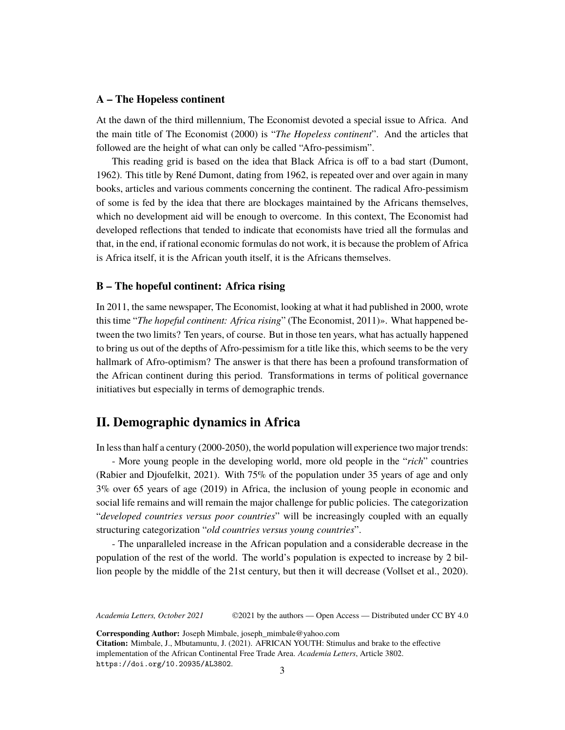### A – The Hopeless continent

At the dawn of the third millennium, The Economist devoted a special issue to Africa. And the main title of The Economist (2000) is "*The Hopeless continent*". And the articles that followed are the height of what can only be called "Afro-pessimism".

This reading grid is based on the idea that Black Africa is off to a bad start (Dumont, 1962). This title by René Dumont, dating from 1962, is repeated over and over again in many books, articles and various comments concerning the continent. The radical Afro-pessimism of some is fed by the idea that there are blockages maintained by the Africans themselves, which no development aid will be enough to overcome. In this context, The Economist had developed reflections that tended to indicate that economists have tried all the formulas and that, in the end, if rational economic formulas do not work, it is because the problem of Africa is Africa itself, it is the African youth itself, it is the Africans themselves.

### B – The hopeful continent: Africa rising

In 2011, the same newspaper, The Economist, looking at what it had published in 2000, wrote this time "*The hopeful continent: Africa rising*" (The Economist, 2011)». What happened between the two limits? Ten years, of course. But in those ten years, what has actually happened to bring us out of the depths of Afro-pessimism for a title like this, which seems to be the very hallmark of Afro-optimism? The answer is that there has been a profound transformation of the African continent during this period. Transformations in terms of political governance initiatives but especially in terms of demographic trends.

## II. Demographic dynamics in Africa

In less than half a century (2000-2050), the world population will experience two major trends:

- More young people in the developing world, more old people in the "*rich*" countries (Rabier and Djoufelkit, 2021). With 75% of the population under 35 years of age and only 3% over 65 years of age (2019) in Africa, the inclusion of young people in economic and social life remains and will remain the major challenge for public policies. The categorization "*developed countries versus poor countries*" will be increasingly coupled with an equally structuring categorization "*old countries versus young countries*".

- The unparalleled increase in the African population and a considerable decrease in the population of the rest of the world. The world's population is expected to increase by 2 billion people by the middle of the 21st century, but then it will decrease (Vollset et al., 2020).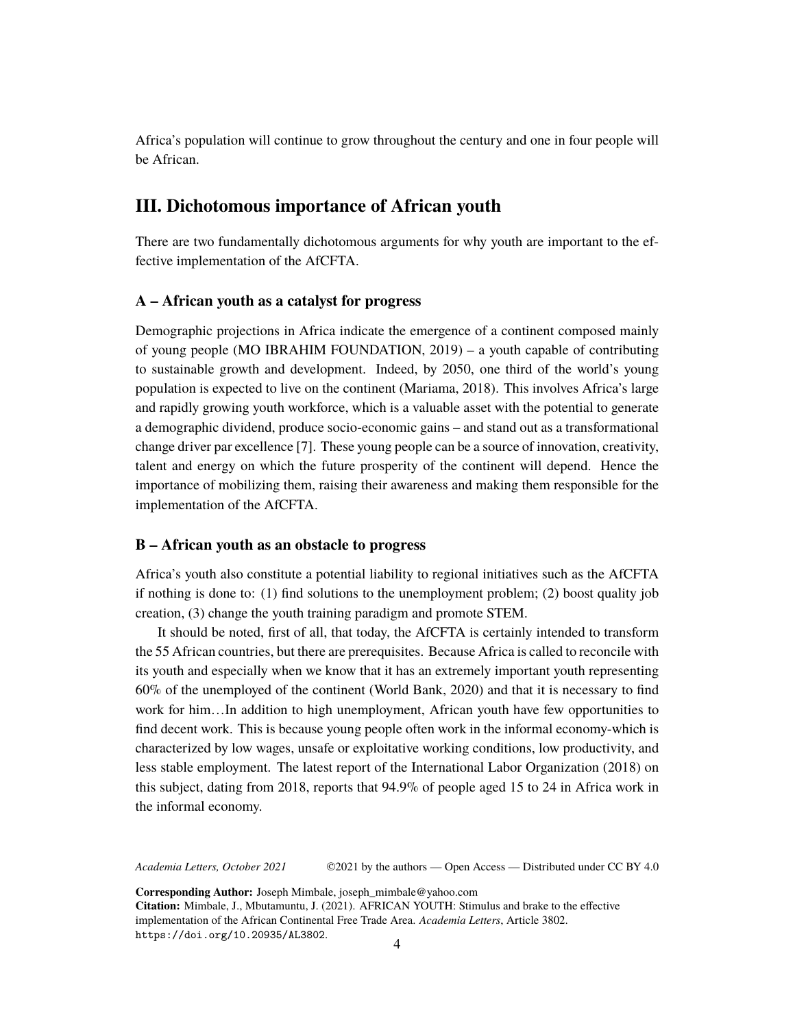Africa's population will continue to grow throughout the century and one in four people will be African.

## III. Dichotomous importance of African youth

There are two fundamentally dichotomous arguments for why youth are important to the effective implementation of the AfCFTA.

### A – African youth as a catalyst for progress

Demographic projections in Africa indicate the emergence of a continent composed mainly of young people (MO IBRAHIM FOUNDATION, 2019) – a youth capable of contributing to sustainable growth and development. Indeed, by 2050, one third of the world's young population is expected to live on the continent (Mariama, 2018). This involves Africa's large and rapidly growing youth workforce, which is a valuable asset with the potential to generate a demographic dividend, produce socio-economic gains – and stand out as a transformational change driver par excellence [7]. These young people can be a source of innovation, creativity, talent and energy on which the future prosperity of the continent will depend. Hence the importance of mobilizing them, raising their awareness and making them responsible for the implementation of the AfCFTA.

### B – African youth as an obstacle to progress

Africa's youth also constitute a potential liability to regional initiatives such as the AfCFTA if nothing is done to: (1) find solutions to the unemployment problem; (2) boost quality job creation, (3) change the youth training paradigm and promote STEM.

It should be noted, first of all, that today, the AfCFTA is certainly intended to transform the 55 African countries, but there are prerequisites. Because Africa is called to reconcile with its youth and especially when we know that it has an extremely important youth representing 60% of the unemployed of the continent (World Bank, 2020) and that it is necessary to find work for him…In addition to high unemployment, African youth have few opportunities to find decent work. This is because young people often work in the informal economy-which is characterized by low wages, unsafe or exploitative working conditions, low productivity, and less stable employment. The latest report of the International Labor Organization (2018) on this subject, dating from 2018, reports that 94.9% of people aged 15 to 24 in Africa work in the informal economy.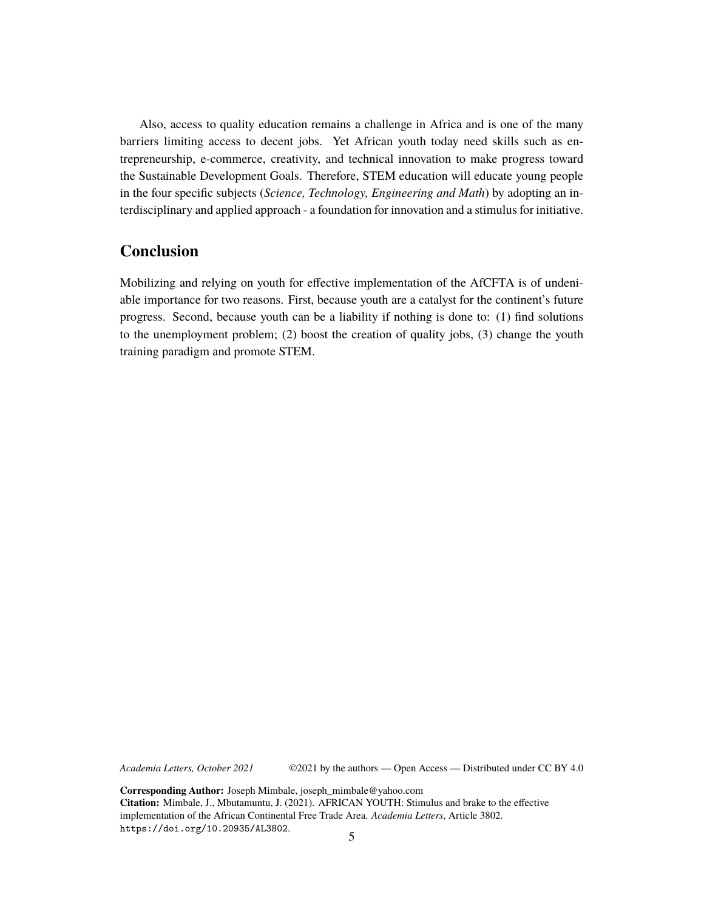Also, access to quality education remains a challenge in Africa and is one of the many barriers limiting access to decent jobs. Yet African youth today need skills such as entrepreneurship, e-commerce, creativity, and technical innovation to make progress toward the Sustainable Development Goals. Therefore, STEM education will educate young people in the four specific subjects (*Science, Technology, Engineering and Math*) by adopting an interdisciplinary and applied approach - a foundation for innovation and a stimulus for initiative.

## Conclusion

Mobilizing and relying on youth for effective implementation of the AfCFTA is of undeniable importance for two reasons. First, because youth are a catalyst for the continent's future progress. Second, because youth can be a liability if nothing is done to: (1) find solutions to the unemployment problem; (2) boost the creation of quality jobs, (3) change the youth training paradigm and promote STEM.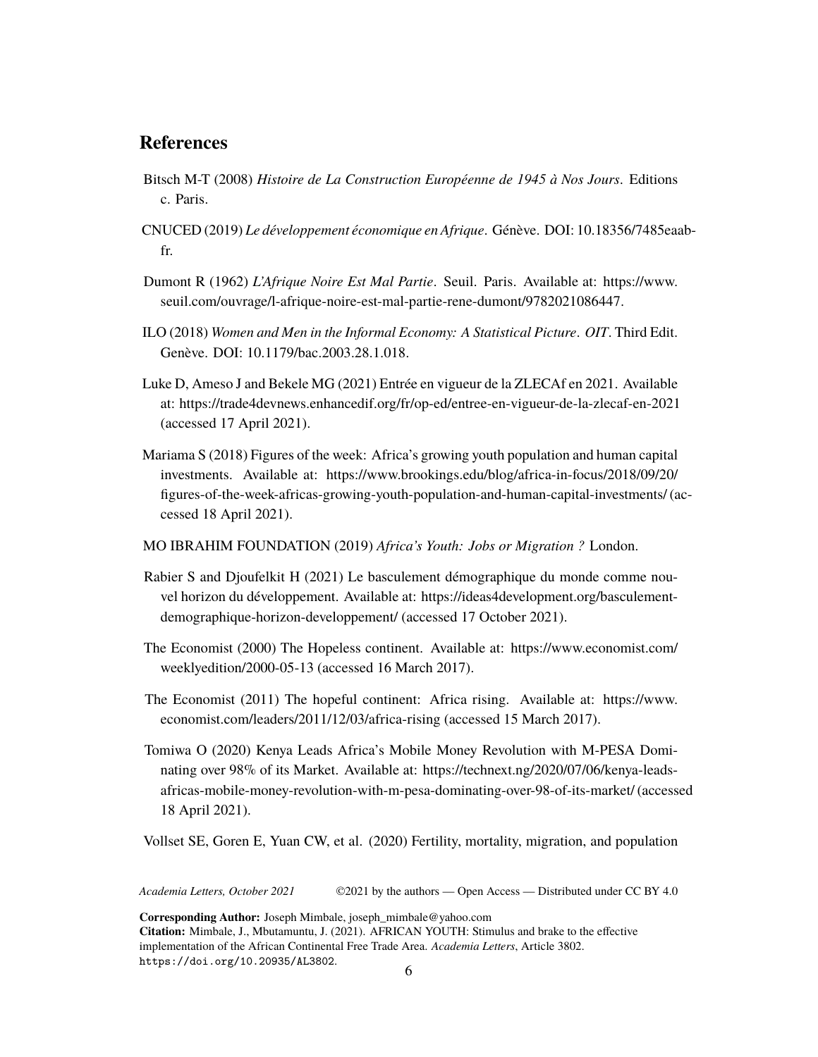## References

Bitsch M-T (2008) *Histoire de La Construction Européenne de 1945 à Nos Jours*. Editions c. Paris.

CNUCED (2019) *Le développement économique en Afrique*. Génève. DOI: 10.18356/7485eaab-fr.

Dumont R (1962) *L'Afrique Noire Est Mal Partie*. Seuil. Paris. Available at: https://www.seuil.com/ouvrage/l-afrique-noire-est-mal-partie-rene-dumont/9782021086447.

ILO (2018) *Women and Men in the Informal Economy: A Statistical Picture*. *OIT*. Third Edit. Genève. DOI: 10.1179/bac.2003.28.1.018.

Luke D, Ameso J and Bekele MG (2021) Entrée en vigueur de la ZLECAf en 2021. Available at: https://trade4devnews.enhancedif.org/fr/op-ed/entree-en-vigueur-de-la-zlecaf-en-2021 (accessed 17 April 2021).

Mariama S (2018) Figures of the week: Africa's growing youth population and human capital investments. Available at: https://www.brookings.edu/blog/africa-in-focus/2018/09/20/figures-of-the-week-africas-growing-youth-population-and-human-capital-investments/ (accessed 18 April 2021).

MO IBRAHIM FOUNDATION (2019) *Africa's Youth: Jobs or Migration ?* London.

Rabier S and Djoufelkit H (2021) Le basculement démographique du monde comme nouvel horizon du développement. Available at: https://ideas4development.org/basculement-demographique-horizon-developpement/ (accessed 17 October 2021).

The Economist (2000) The Hopeless continent. Available at: https://www.economist.com/weeklyedition/2000-05-13 (accessed 16 March 2017).

The Economist (2011) The hopeful continent: Africa rising. Available at: https://www.economist.com/leaders/2011/12/03/africa-rising (accessed 15 March 2017).

Tomiwa O (2020) Kenya Leads Africa's Mobile Money Revolution with M-PESA Dominating over 98% of its Market. Available at: https://technext.ng/2020/07/06/kenya-leads-africas-mobile-money-revolution-with-m-pesa-dominating-over-98-of-its-market/ (accessed 18 April 2021).

Vollset SE, Goren E, Yuan CW, et al. (2020) Fertility, mortality, migration, and population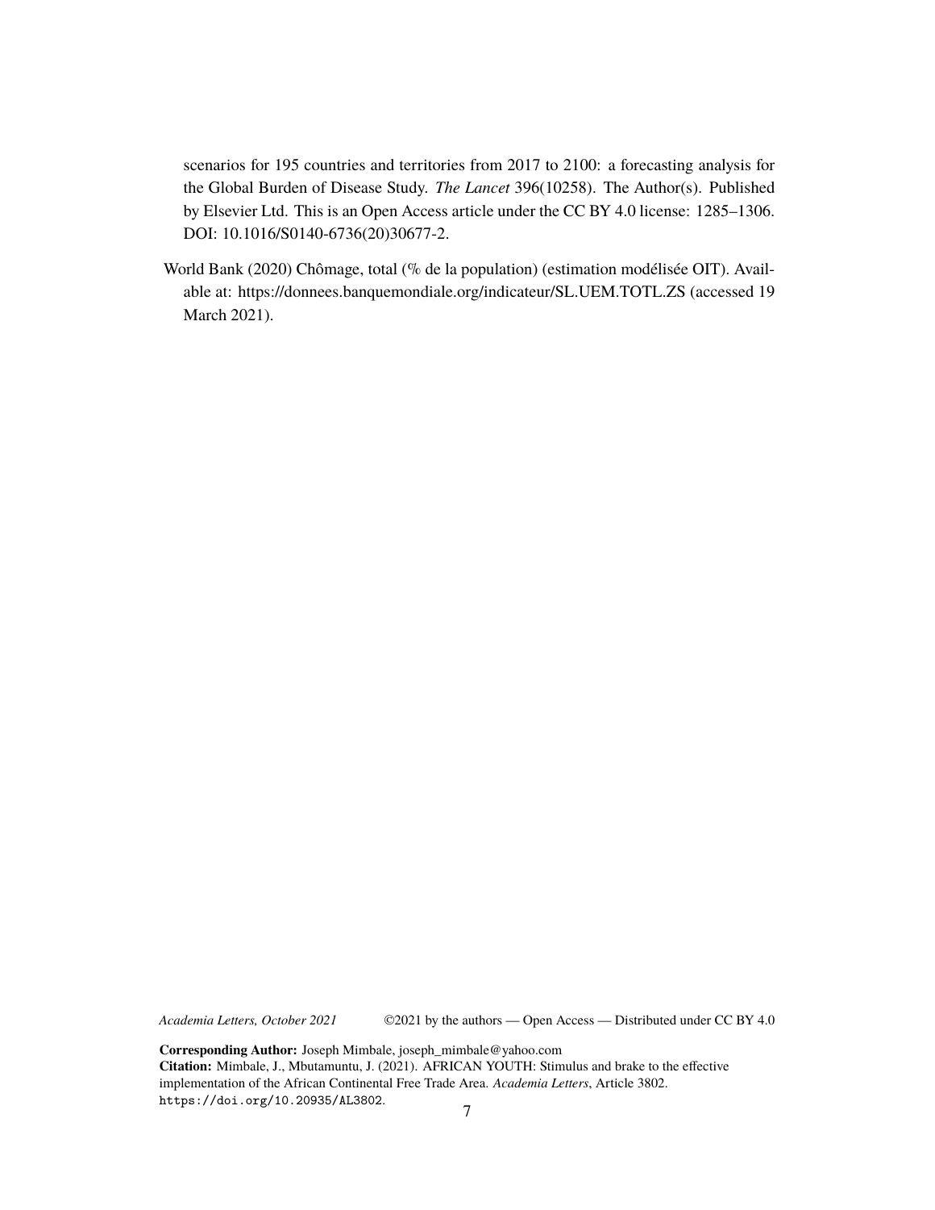scenarios for 195 countries and territories from 2017 to 2100: a forecasting analysis for the Global Burden of Disease Study. *The Lancet* 396(10258). The Author(s). Published by Elsevier Ltd. This is an Open Access article under the CC BY 4.0 license: 1285–1306. DOI: 10.1016/S0140-6736(20)30677-2.

World Bank (2020) Chômage, total (% de la population) (estimation modélisée OIT). Available at: https://donnees.banquemondiale.org/indicateur/SL.UEM.TOTL.ZS (accessed 19 March 2021).